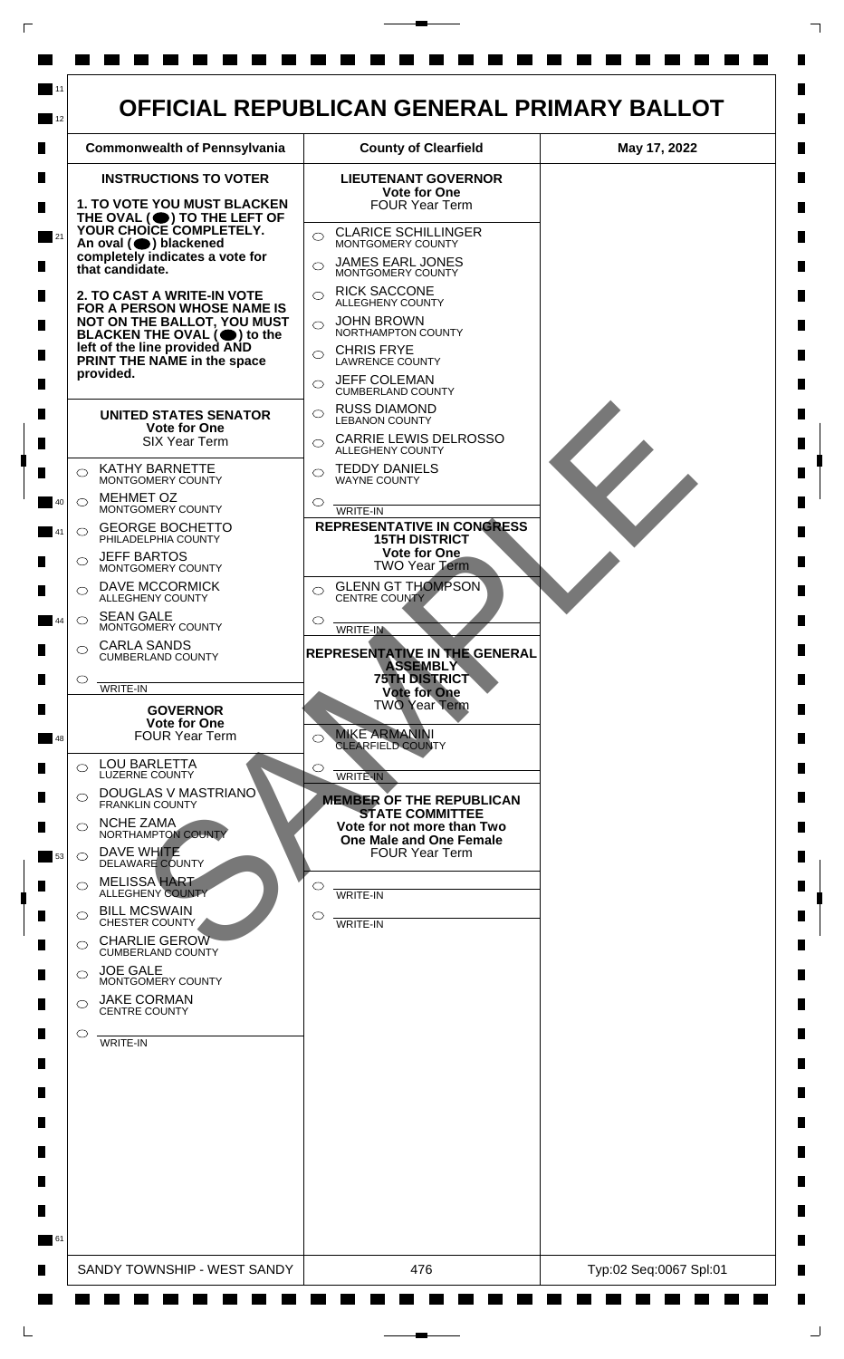# OFFICIAL REPUBLICAN GENERAL PRIMARY BALLOT

| Commonwealth of Pennsylvania | County of Clearfield | May 17, 2022 |
|---|---|---|

## INSTRUCTIONS TO VOTER

**1. TO VOTE YOU MUST BLACKEN THE OVAL ( ) TO THE LEFT OF YOUR CHOICE COMPLETELY. An oval ( ) blackened completely indicates a vote for that candidate.**

**2. TO CAST A WRITE-IN VOTE FOR A PERSON WHOSE NAME IS NOT ON THE BALLOT, YOU MUST BLACKEN THE OVAL ( ) to the left of the line provided AND PRINT THE NAME in the space provided.**

## UNITED STATES SENATOR
**Vote for One**
SIX Year Term

- KATHY BARNETTE — MONTGOMERY COUNTY
- MEHMET OZ — MONTGOMERY COUNTY
- GEORGE BOCHETTO — PHILADELPHIA COUNTY
- JEFF BARTOS — MONTGOMERY COUNTY
- DAVE MCCORMICK — ALLEGHENY COUNTY
- SEAN GALE — MONTGOMERY COUNTY
- CARLA SANDS — CUMBERLAND COUNTY
- WRITE-IN

## GOVERNOR
**Vote for One**
FOUR Year Term

- LOU BARLETTA — LUZERNE COUNTY
- DOUGLAS V MASTRIANO — FRANKLIN COUNTY
- NCHE ZAMA — NORTHAMPTON COUNTY
- DAVE WHITE — DELAWARE COUNTY
- MELISSA HART — ALLEGHENY COUNTY
- BILL MCSWAIN — CHESTER COUNTY
- CHARLIE GEROW — CUMBERLAND COUNTY
- JOE GALE — MONTGOMERY COUNTY
- JAKE CORMAN — CENTRE COUNTY
- WRITE-IN

## LIEUTENANT GOVERNOR
**Vote for One**
FOUR Year Term

- CLARICE SCHILLINGER — MONTGOMERY COUNTY
- JAMES EARL JONES — MONTGOMERY COUNTY
- RICK SACCONE — ALLEGHENY COUNTY
- JOHN BROWN — NORTHAMPTON COUNTY
- CHRIS FRYE — LAWRENCE COUNTY
- JEFF COLEMAN — CUMBERLAND COUNTY
- RUSS DIAMOND — LEBANON COUNTY
- CARRIE LEWIS DELROSSO — ALLEGHENY COUNTY
- TEDDY DANIELS — WAYNE COUNTY
- WRITE-IN

## REPRESENTATIVE IN CONGRESS 15TH DISTRICT
**Vote for One**
TWO Year Term

- GLENN GT THOMPSON — CENTRE COUNTY
- WRITE-IN

## REPRESENTATIVE IN THE GENERAL ASSEMBLY 75TH DISTRICT
**Vote for One**
TWO Year Term

- MIKE ARMANINI — CLEARFIELD COUNTY
- WRITE-IN

## MEMBER OF THE REPUBLICAN STATE COMMITTEE
**Vote for not more than Two One Male and One Female**
FOUR Year Term

- WRITE-IN
- WRITE-IN

SAMPLE

| SANDY TOWNSHIP - WEST SANDY | 476 | Typ:02 Seq:0067 Spl:01 |
|---|---|---|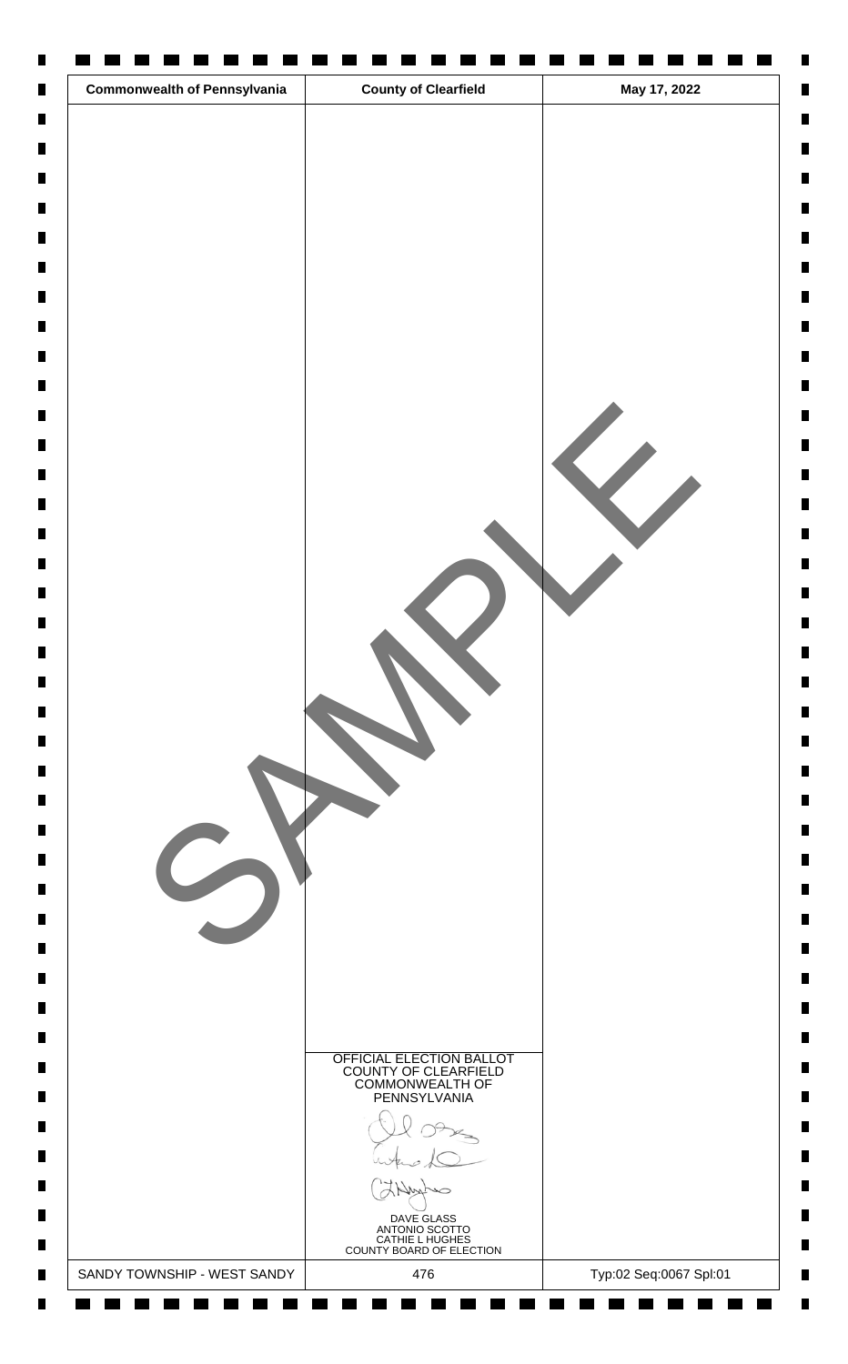| Commonwealth of Pennsylvania | County of Clearfield | May 17, 2022 |
|---|---|---|
| | OFFICIAL ELECTION BALLOT<br>COUNTY OF CLEARFIELD<br>COMMONWEALTH OF PENNSYLVANIA<br><br>DAVE GLASS<br>ANTONIO SCOTTO<br>CATHIE L HUGHES<br>COUNTY BOARD OF ELECTION | |
| SANDY TOWNSHIP - WEST SANDY | 476 | Typ:02 Seq:0067 Spl:01 |

SAMPLE